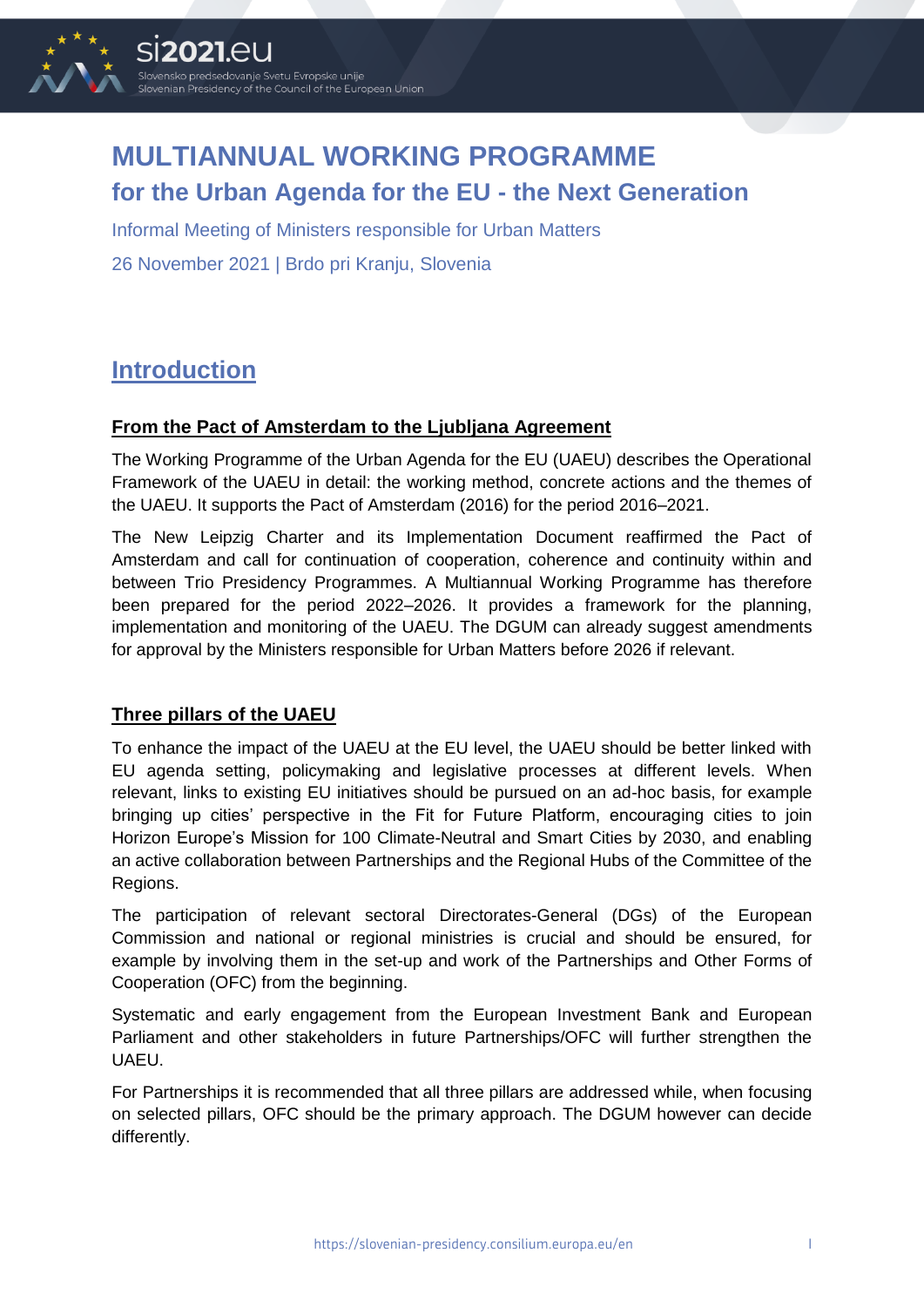# MULTIANNUAL WORKING PROGRAMME

## for the Urban Agenda for the EU - the Next Generation

Informal Meeting of Ministers responsible for Urban Matters

26 November 2021 | Brdo pri Kranju, Slovenia

## Introduction

### From the Pact of Amsterdam to the Ljubljana Agreement

The Working Programme of the Urban Agenda for the EU (UAEU) describes the Operational Framework of the UAEU in detail: the working method, concrete actions and the themes of the UAEU. It supports the Pact of Amsterdam (2016) for the period 2016–2021.

The New Leipzig Charter and its Implementation Document reaffirmed the Pact of Amsterdam and call for continuation of cooperation, coherence and continuity within and between Trio Presidency Programmes. A Multiannual Working Programme has therefore been prepared for the period 2022–2026. It provides a framework for the planning, implementation and monitoring of the UAEU. The DGUM can already suggest amendments for approval by the Ministers responsible for Urban Matters before 2026 if relevant.

### Three pillars of the UAEU

To enhance the impact of the UAEU at the EU level, the UAEU should be better linked with EU agenda setting, policymaking and legislative processes at different levels. When relevant, links to existing EU initiatives should be pursued on an ad-hoc basis, for example bringing up cities' perspective in the Fit for Future Platform, encouraging cities to join Horizon Europe's Mission for 100 Climate-Neutral and Smart Cities by 2030, and enabling an active collaboration between Partnerships and the Regional Hubs of the Committee of the Regions.

The participation of relevant sectoral Directorates-General (DGs) of the European Commission and national or regional ministries is crucial and should be ensured, for example by involving them in the set-up and work of the Partnerships and Other Forms of Cooperation (OFC) from the beginning.

Systematic and early engagement from the European Investment Bank and European Parliament and other stakeholders in future Partnerships/OFC will further strengthen the UAEU.

For Partnerships it is recommended that all three pillars are addressed while, when focusing on selected pillars, OFC should be the primary approach. The DGUM however can decide differently.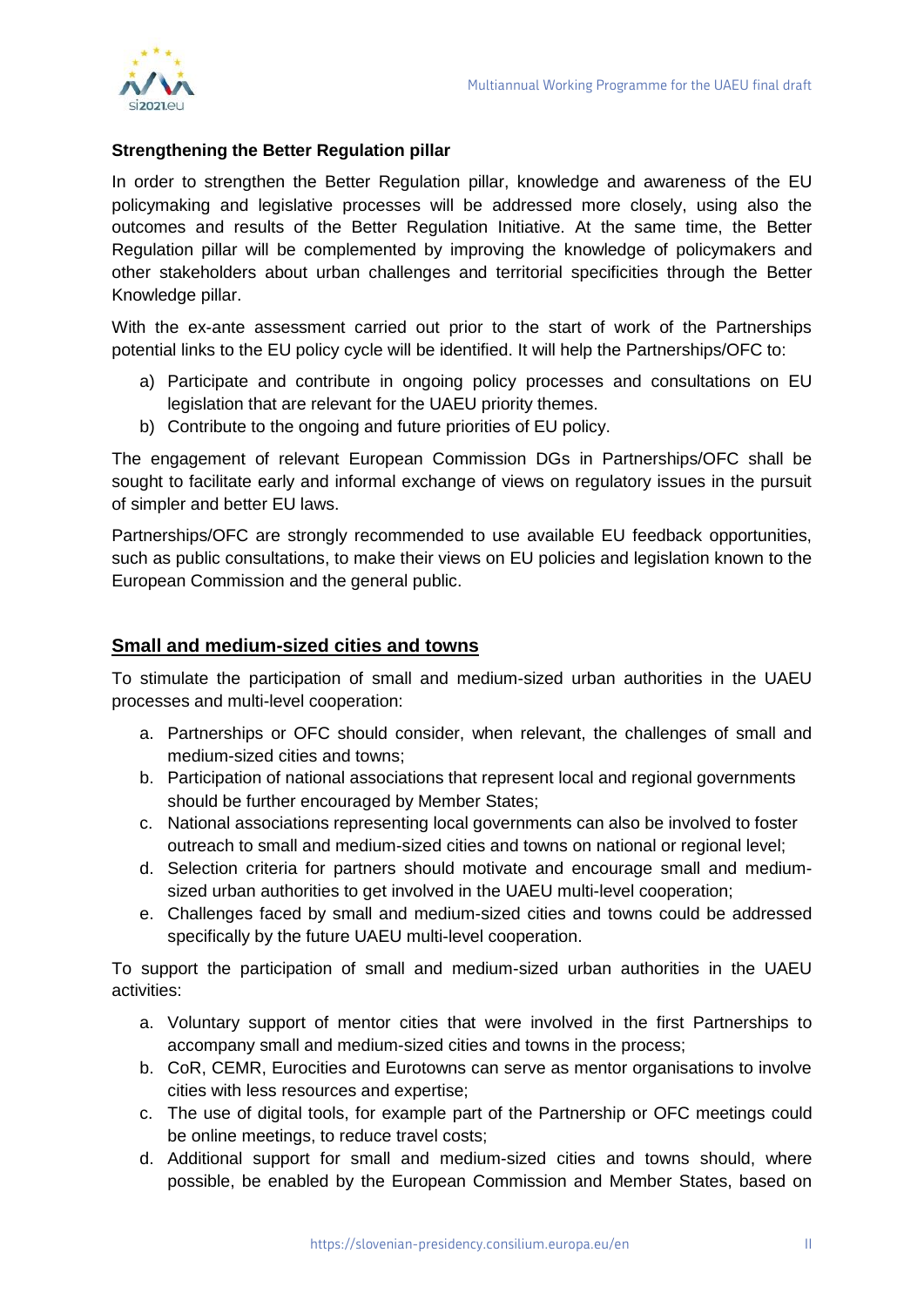### Strengthening the Better Regulation pillar

In order to strengthen the Better Regulation pillar, knowledge and awareness of the EU policymaking and legislative processes will be addressed more closely, using also the outcomes and results of the Better Regulation Initiative. At the same time, the Better Regulation pillar will be complemented by improving the knowledge of policymakers and other stakeholders about urban challenges and territorial specificities through the Better Knowledge pillar.

With the ex-ante assessment carried out prior to the start of work of the Partnerships potential links to the EU policy cycle will be identified. It will help the Partnerships/OFC to:

a) Participate and contribute in ongoing policy processes and consultations on EU legislation that are relevant for the UAEU priority themes.
b) Contribute to the ongoing and future priorities of EU policy.

The engagement of relevant European Commission DGs in Partnerships/OFC shall be sought to facilitate early and informal exchange of views on regulatory issues in the pursuit of simpler and better EU laws.

Partnerships/OFC are strongly recommended to use available EU feedback opportunities, such as public consultations, to make their views on EU policies and legislation known to the European Commission and the general public.

## Small and medium-sized cities and towns

To stimulate the participation of small and medium-sized urban authorities in the UAEU processes and multi-level cooperation:

a. Partnerships or OFC should consider, when relevant, the challenges of small and medium-sized cities and towns;
b. Participation of national associations that represent local and regional governments should be further encouraged by Member States;
c. National associations representing local governments can also be involved to foster outreach to small and medium-sized cities and towns on national or regional level;
d. Selection criteria for partners should motivate and encourage small and medium-sized urban authorities to get involved in the UAEU multi-level cooperation;
e. Challenges faced by small and medium-sized cities and towns could be addressed specifically by the future UAEU multi-level cooperation.

To support the participation of small and medium-sized urban authorities in the UAEU activities:

a. Voluntary support of mentor cities that were involved in the first Partnerships to accompany small and medium-sized cities and towns in the process;
b. CoR, CEMR, Eurocities and Eurotowns can serve as mentor organisations to involve cities with less resources and expertise;
c. The use of digital tools, for example part of the Partnership or OFC meetings could be online meetings, to reduce travel costs;
d. Additional support for small and medium-sized cities and towns should, where possible, be enabled by the European Commission and Member States, based on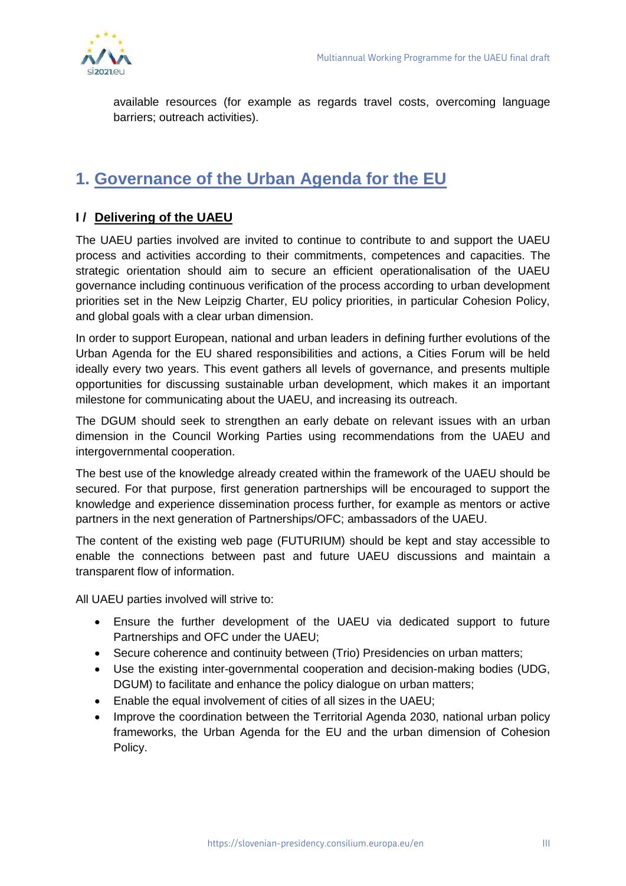available resources (for example as regards travel costs, overcoming language barriers; outreach activities).

# 1. Governance of the Urban Agenda for the EU

## I / Delivering of the UAEU

The UAEU parties involved are invited to continue to contribute to and support the UAEU process and activities according to their commitments, competences and capacities. The strategic orientation should aim to secure an efficient operationalisation of the UAEU governance including continuous verification of the process according to urban development priorities set in the New Leipzig Charter, EU policy priorities, in particular Cohesion Policy, and global goals with a clear urban dimension.

In order to support European, national and urban leaders in defining further evolutions of the Urban Agenda for the EU shared responsibilities and actions, a Cities Forum will be held ideally every two years. This event gathers all levels of governance, and presents multiple opportunities for discussing sustainable urban development, which makes it an important milestone for communicating about the UAEU, and increasing its outreach.

The DGUM should seek to strengthen an early debate on relevant issues with an urban dimension in the Council Working Parties using recommendations from the UAEU and intergovernmental cooperation.

The best use of the knowledge already created within the framework of the UAEU should be secured. For that purpose, first generation partnerships will be encouraged to support the knowledge and experience dissemination process further, for example as mentors or active partners in the next generation of Partnerships/OFC; ambassadors of the UAEU.

The content of the existing web page (FUTURIUM) should be kept and stay accessible to enable the connections between past and future UAEU discussions and maintain a transparent flow of information.

All UAEU parties involved will strive to:

- Ensure the further development of the UAEU via dedicated support to future Partnerships and OFC under the UAEU;
- Secure coherence and continuity between (Trio) Presidencies on urban matters;
- Use the existing inter-governmental cooperation and decision-making bodies (UDG, DGUM) to facilitate and enhance the policy dialogue on urban matters;
- Enable the equal involvement of cities of all sizes in the UAEU;
- Improve the coordination between the Territorial Agenda 2030, national urban policy frameworks, the Urban Agenda for the EU and the urban dimension of Cohesion Policy.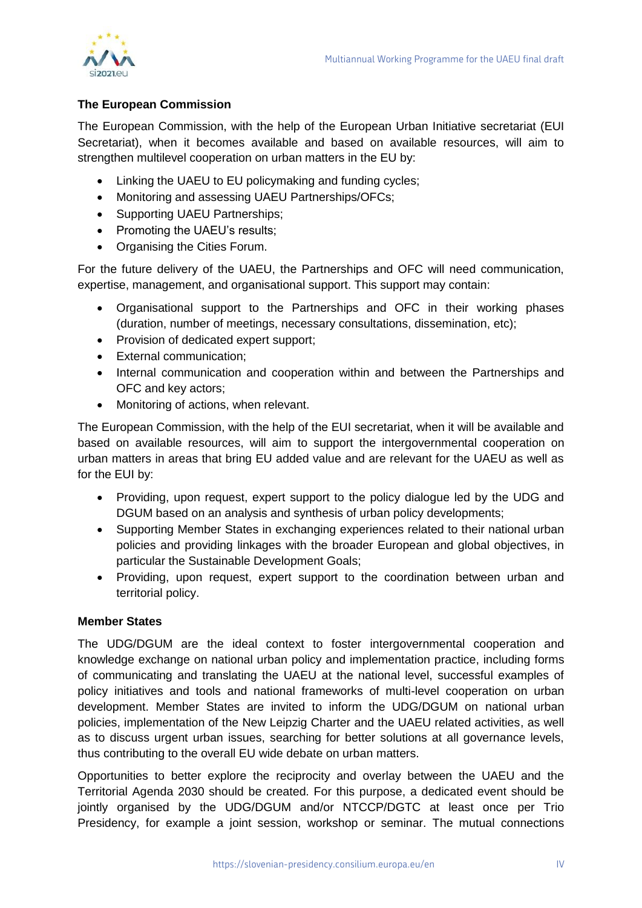**The European Commission**

The European Commission, with the help of the European Urban Initiative secretariat (EUI Secretariat), when it becomes available and based on available resources, will aim to strengthen multilevel cooperation on urban matters in the EU by:

- Linking the UAEU to EU policymaking and funding cycles;
- Monitoring and assessing UAEU Partnerships/OFCs;
- Supporting UAEU Partnerships;
- Promoting the UAEU's results;
- Organising the Cities Forum.

For the future delivery of the UAEU, the Partnerships and OFC will need communication, expertise, management, and organisational support. This support may contain:

- Organisational support to the Partnerships and OFC in their working phases (duration, number of meetings, necessary consultations, dissemination, etc);
- Provision of dedicated expert support;
- External communication;
- Internal communication and cooperation within and between the Partnerships and OFC and key actors;
- Monitoring of actions, when relevant.

The European Commission, with the help of the EUI secretariat, when it will be available and based on available resources, will aim to support the intergovernmental cooperation on urban matters in areas that bring EU added value and are relevant for the UAEU as well as for the EUI by:

- Providing, upon request, expert support to the policy dialogue led by the UDG and DGUM based on an analysis and synthesis of urban policy developments;
- Supporting Member States in exchanging experiences related to their national urban policies and providing linkages with the broader European and global objectives, in particular the Sustainable Development Goals;
- Providing, upon request, expert support to the coordination between urban and territorial policy.

**Member States**

The UDG/DGUM are the ideal context to foster intergovernmental cooperation and knowledge exchange on national urban policy and implementation practice, including forms of communicating and translating the UAEU at the national level, successful examples of policy initiatives and tools and national frameworks of multi-level cooperation on urban development. Member States are invited to inform the UDG/DGUM on national urban policies, implementation of the New Leipzig Charter and the UAEU related activities, as well as to discuss urgent urban issues, searching for better solutions at all governance levels, thus contributing to the overall EU wide debate on urban matters.

Opportunities to better explore the reciprocity and overlay between the UAEU and the Territorial Agenda 2030 should be created. For this purpose, a dedicated event should be jointly organised by the UDG/DGUM and/or NTCCP/DGTC at least once per Trio Presidency, for example a joint session, workshop or seminar. The mutual connections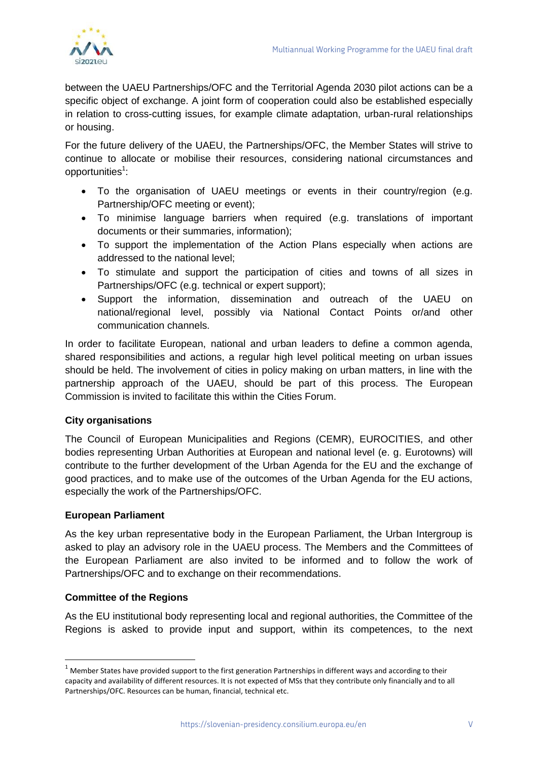between the UAEU Partnerships/OFC and the Territorial Agenda 2030 pilot actions can be a specific object of exchange. A joint form of cooperation could also be established especially in relation to cross-cutting issues, for example climate adaptation, urban-rural relationships or housing.

For the future delivery of the UAEU, the Partnerships/OFC, the Member States will strive to continue to allocate or mobilise their resources, considering national circumstances and opportunities[1]:

- To the organisation of UAEU meetings or events in their country/region (e.g. Partnership/OFC meeting or event);
- To minimise language barriers when required (e.g. translations of important documents or their summaries, information);
- To support the implementation of the Action Plans especially when actions are addressed to the national level;
- To stimulate and support the participation of cities and towns of all sizes in Partnerships/OFC (e.g. technical or expert support);
- Support the information, dissemination and outreach of the UAEU on national/regional level, possibly via National Contact Points or/and other communication channels.

In order to facilitate European, national and urban leaders to define a common agenda, shared responsibilities and actions, a regular high level political meeting on urban issues should be held. The involvement of cities in policy making on urban matters, in line with the partnership approach of the UAEU, should be part of this process. The European Commission is invited to facilitate this within the Cities Forum.

**City organisations**

The Council of European Municipalities and Regions (CEMR), EUROCITIES, and other bodies representing Urban Authorities at European and national level (e. g. Eurotowns) will contribute to the further development of the Urban Agenda for the EU and the exchange of good practices, and to make use of the outcomes of the Urban Agenda for the EU actions, especially the work of the Partnerships/OFC.

**European Parliament**

As the key urban representative body in the European Parliament, the Urban Intergroup is asked to play an advisory role in the UAEU process. The Members and the Committees of the European Parliament are also invited to be informed and to follow the work of Partnerships/OFC and to exchange on their recommendations.

**Committee of the Regions**

As the EU institutional body representing local and regional authorities, the Committee of the Regions is asked to provide input and support, within its competences, to the next

[1] Member States have provided support to the first generation Partnerships in different ways and according to their capacity and availability of different resources. It is not expected of MSs that they contribute only financially and to all Partnerships/OFC. Resources can be human, financial, technical etc.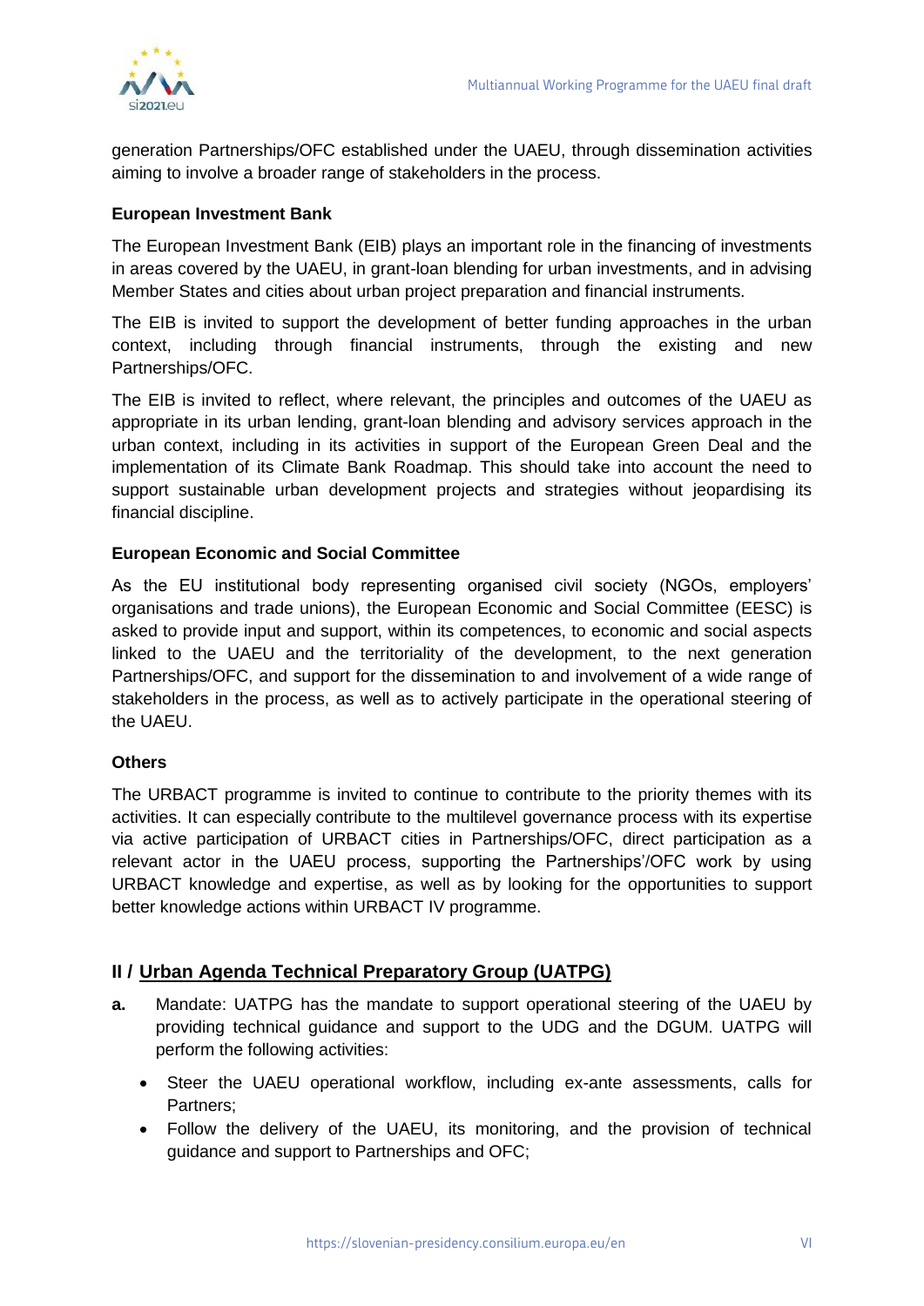generation Partnerships/OFC established under the UAEU, through dissemination activities aiming to involve a broader range of stakeholders in the process.

**European Investment Bank**

The European Investment Bank (EIB) plays an important role in the financing of investments in areas covered by the UAEU, in grant-loan blending for urban investments, and in advising Member States and cities about urban project preparation and financial instruments.

The EIB is invited to support the development of better funding approaches in the urban context, including through financial instruments, through the existing and new Partnerships/OFC.

The EIB is invited to reflect, where relevant, the principles and outcomes of the UAEU as appropriate in its urban lending, grant-loan blending and advisory services approach in the urban context, including in its activities in support of the European Green Deal and the implementation of its Climate Bank Roadmap. This should take into account the need to support sustainable urban development projects and strategies without jeopardising its financial discipline.

**European Economic and Social Committee**

As the EU institutional body representing organised civil society (NGOs, employers' organisations and trade unions), the European Economic and Social Committee (EESC) is asked to provide input and support, within its competences, to economic and social aspects linked to the UAEU and the territoriality of the development, to the next generation Partnerships/OFC, and support for the dissemination to and involvement of a wide range of stakeholders in the process, as well as to actively participate in the operational steering of the UAEU.

**Others**

The URBACT programme is invited to continue to contribute to the priority themes with its activities. It can especially contribute to the multilevel governance process with its expertise via active participation of URBACT cities in Partnerships/OFC, direct participation as a relevant actor in the UAEU process, supporting the Partnerships'/OFC work by using URBACT knowledge and expertise, as well as by looking for the opportunities to support better knowledge actions within URBACT IV programme.

## II / Urban Agenda Technical Preparatory Group (UATPG)

**a.** Mandate: UATPG has the mandate to support operational steering of the UAEU by providing technical guidance and support to the UDG and the DGUM. UATPG will perform the following activities:

- Steer the UAEU operational workflow, including ex-ante assessments, calls for Partners;
- Follow the delivery of the UAEU, its monitoring, and the provision of technical guidance and support to Partnerships and OFC;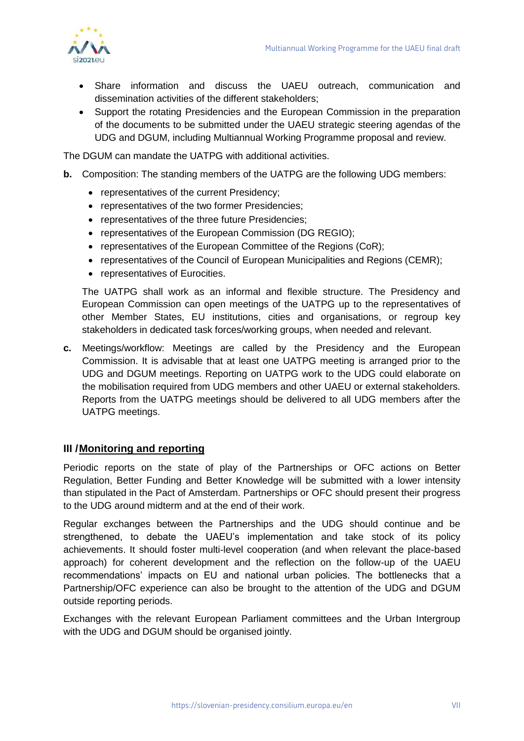- Share information and discuss the UAEU outreach, communication and dissemination activities of the different stakeholders;
- Support the rotating Presidencies and the European Commission in the preparation of the documents to be submitted under the UAEU strategic steering agendas of the UDG and DGUM, including Multiannual Working Programme proposal and review.

The DGUM can mandate the UATPG with additional activities.

**b.** Composition: The standing members of the UATPG are the following UDG members:

- representatives of the current Presidency;
- representatives of the two former Presidencies;
- representatives of the three future Presidencies;
- representatives of the European Commission (DG REGIO);
- representatives of the European Committee of the Regions (CoR);
- representatives of the Council of European Municipalities and Regions (CEMR);
- representatives of Eurocities.

The UATPG shall work as an informal and flexible structure. The Presidency and European Commission can open meetings of the UATPG up to the representatives of other Member States, EU institutions, cities and organisations, or regroup key stakeholders in dedicated task forces/working groups, when needed and relevant.

**c.** Meetings/workflow: Meetings are called by the Presidency and the European Commission. It is advisable that at least one UATPG meeting is arranged prior to the UDG and DGUM meetings. Reporting on UATPG work to the UDG could elaborate on the mobilisation required from UDG members and other UAEU or external stakeholders. Reports from the UATPG meetings should be delivered to all UDG members after the UATPG meetings.

## III / Monitoring and reporting

Periodic reports on the state of play of the Partnerships or OFC actions on Better Regulation, Better Funding and Better Knowledge will be submitted with a lower intensity than stipulated in the Pact of Amsterdam. Partnerships or OFC should present their progress to the UDG around midterm and at the end of their work.

Regular exchanges between the Partnerships and the UDG should continue and be strengthened, to debate the UAEU's implementation and take stock of its policy achievements. It should foster multi-level cooperation (and when relevant the place-based approach) for coherent development and the reflection on the follow-up of the UAEU recommendations' impacts on EU and national urban policies. The bottlenecks that a Partnership/OFC experience can also be brought to the attention of the UDG and DGUM outside reporting periods.

Exchanges with the relevant European Parliament committees and the Urban Intergroup with the UDG and DGUM should be organised jointly.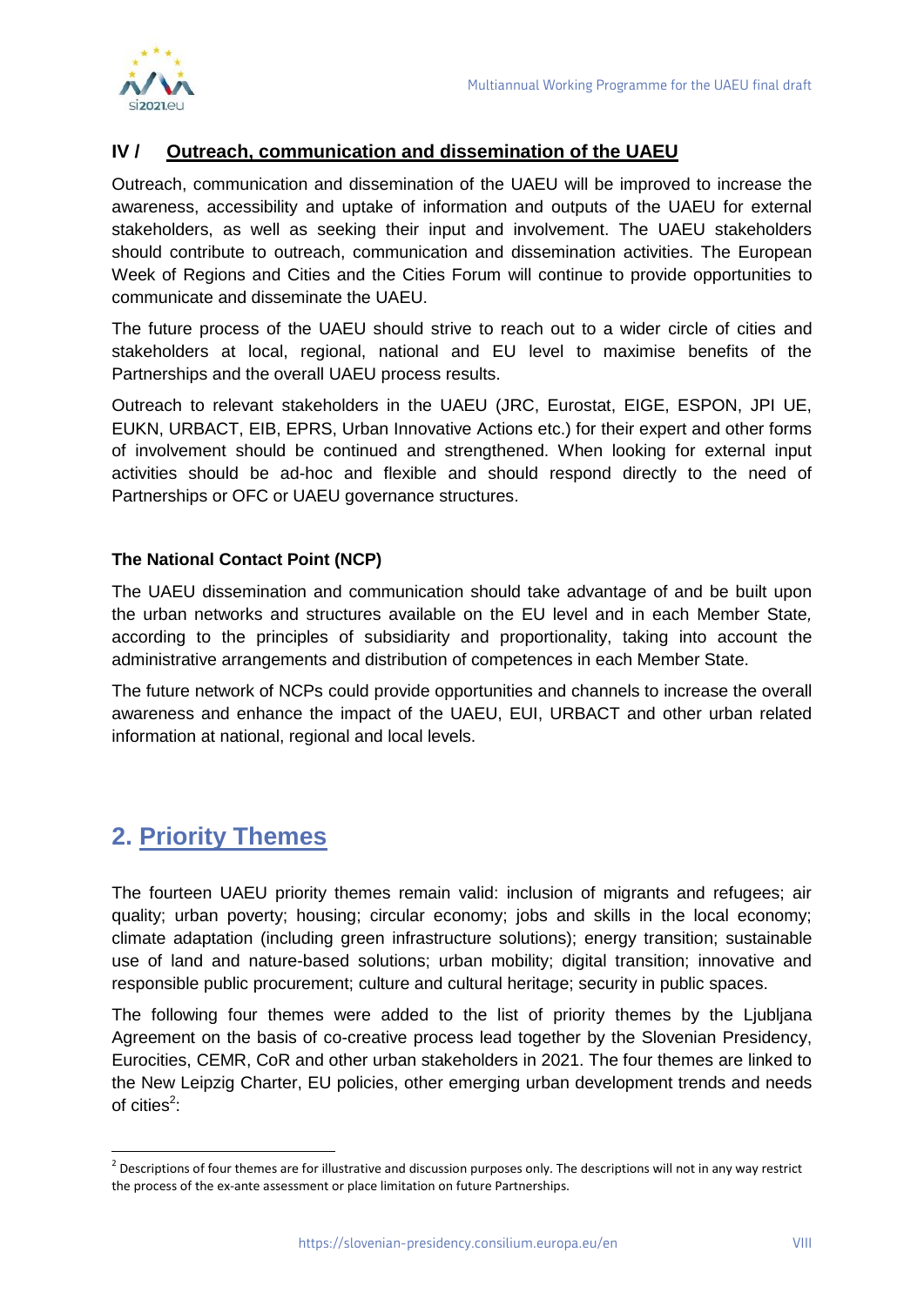## IV / Outreach, communication and dissemination of the UAEU

Outreach, communication and dissemination of the UAEU will be improved to increase the awareness, accessibility and uptake of information and outputs of the UAEU for external stakeholders, as well as seeking their input and involvement. The UAEU stakeholders should contribute to outreach, communication and dissemination activities. The European Week of Regions and Cities and the Cities Forum will continue to provide opportunities to communicate and disseminate the UAEU.

The future process of the UAEU should strive to reach out to a wider circle of cities and stakeholders at local, regional, national and EU level to maximise benefits of the Partnerships and the overall UAEU process results.

Outreach to relevant stakeholders in the UAEU (JRC, Eurostat, EIGE, ESPON, JPI UE, EUKN, URBACT, EIB, EPRS, Urban Innovative Actions etc.) for their expert and other forms of involvement should be continued and strengthened. When looking for external input activities should be ad-hoc and flexible and should respond directly to the need of Partnerships or OFC or UAEU governance structures.

### The National Contact Point (NCP)

The UAEU dissemination and communication should take advantage of and be built upon the urban networks and structures available on the EU level and in each Member State, according to the principles of subsidiarity and proportionality, taking into account the administrative arrangements and distribution of competences in each Member State.

The future network of NCPs could provide opportunities and channels to increase the overall awareness and enhance the impact of the UAEU, EUI, URBACT and other urban related information at national, regional and local levels.

# 2. Priority Themes

The fourteen UAEU priority themes remain valid: inclusion of migrants and refugees; air quality; urban poverty; housing; circular economy; jobs and skills in the local economy; climate adaptation (including green infrastructure solutions); energy transition; sustainable use of land and nature-based solutions; urban mobility; digital transition; innovative and responsible public procurement; culture and cultural heritage; security in public spaces.

The following four themes were added to the list of priority themes by the Ljubljana Agreement on the basis of co-creative process lead together by the Slovenian Presidency, Eurocities, CEMR, CoR and other urban stakeholders in 2021. The four themes are linked to the New Leipzig Charter, EU policies, other emerging urban development trends and needs of cities[2]:

[2] Descriptions of four themes are for illustrative and discussion purposes only. The descriptions will not in any way restrict the process of the ex-ante assessment or place limitation on future Partnerships.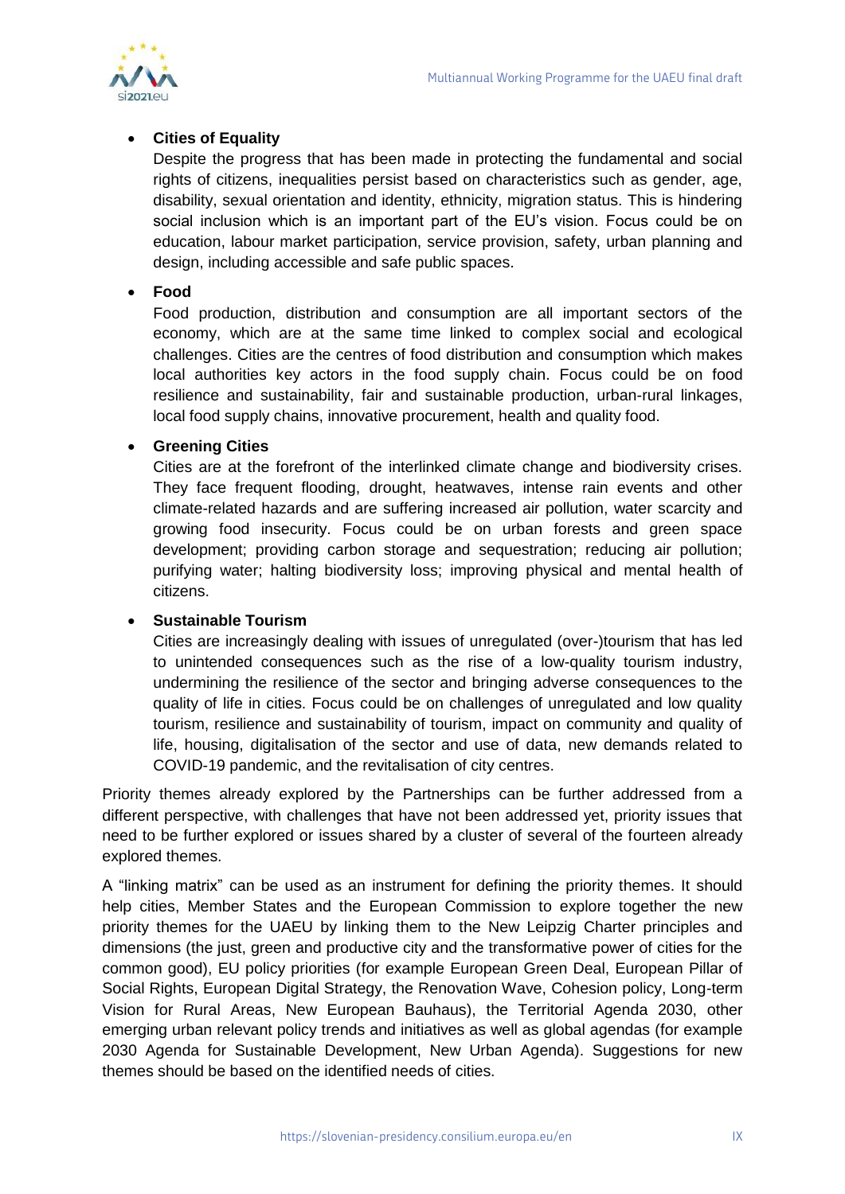- **Cities of Equality**
  Despite the progress that has been made in protecting the fundamental and social rights of citizens, inequalities persist based on characteristics such as gender, age, disability, sexual orientation and identity, ethnicity, migration status. This is hindering social inclusion which is an important part of the EU's vision. Focus could be on education, labour market participation, service provision, safety, urban planning and design, including accessible and safe public spaces.

- **Food**
  Food production, distribution and consumption are all important sectors of the economy, which are at the same time linked to complex social and ecological challenges. Cities are the centres of food distribution and consumption which makes local authorities key actors in the food supply chain. Focus could be on food resilience and sustainability, fair and sustainable production, urban-rural linkages, local food supply chains, innovative procurement, health and quality food.

- **Greening Cities**
  Cities are at the forefront of the interlinked climate change and biodiversity crises. They face frequent flooding, drought, heatwaves, intense rain events and other climate-related hazards and are suffering increased air pollution, water scarcity and growing food insecurity. Focus could be on urban forests and green space development; providing carbon storage and sequestration; reducing air pollution; purifying water; halting biodiversity loss; improving physical and mental health of citizens.

- **Sustainable Tourism**
  Cities are increasingly dealing with issues of unregulated (over-)tourism that has led to unintended consequences such as the rise of a low-quality tourism industry, undermining the resilience of the sector and bringing adverse consequences to the quality of life in cities. Focus could be on challenges of unregulated and low quality tourism, resilience and sustainability of tourism, impact on community and quality of life, housing, digitalisation of the sector and use of data, new demands related to COVID-19 pandemic, and the revitalisation of city centres.

Priority themes already explored by the Partnerships can be further addressed from a different perspective, with challenges that have not been addressed yet, priority issues that need to be further explored or issues shared by a cluster of several of the fourteen already explored themes.

A "linking matrix" can be used as an instrument for defining the priority themes. It should help cities, Member States and the European Commission to explore together the new priority themes for the UAEU by linking them to the New Leipzig Charter principles and dimensions (the just, green and productive city and the transformative power of cities for the common good), EU policy priorities (for example European Green Deal, European Pillar of Social Rights, European Digital Strategy, the Renovation Wave, Cohesion policy, Long-term Vision for Rural Areas, New European Bauhaus), the Territorial Agenda 2030, other emerging urban relevant policy trends and initiatives as well as global agendas (for example 2030 Agenda for Sustainable Development, New Urban Agenda). Suggestions for new themes should be based on the identified needs of cities.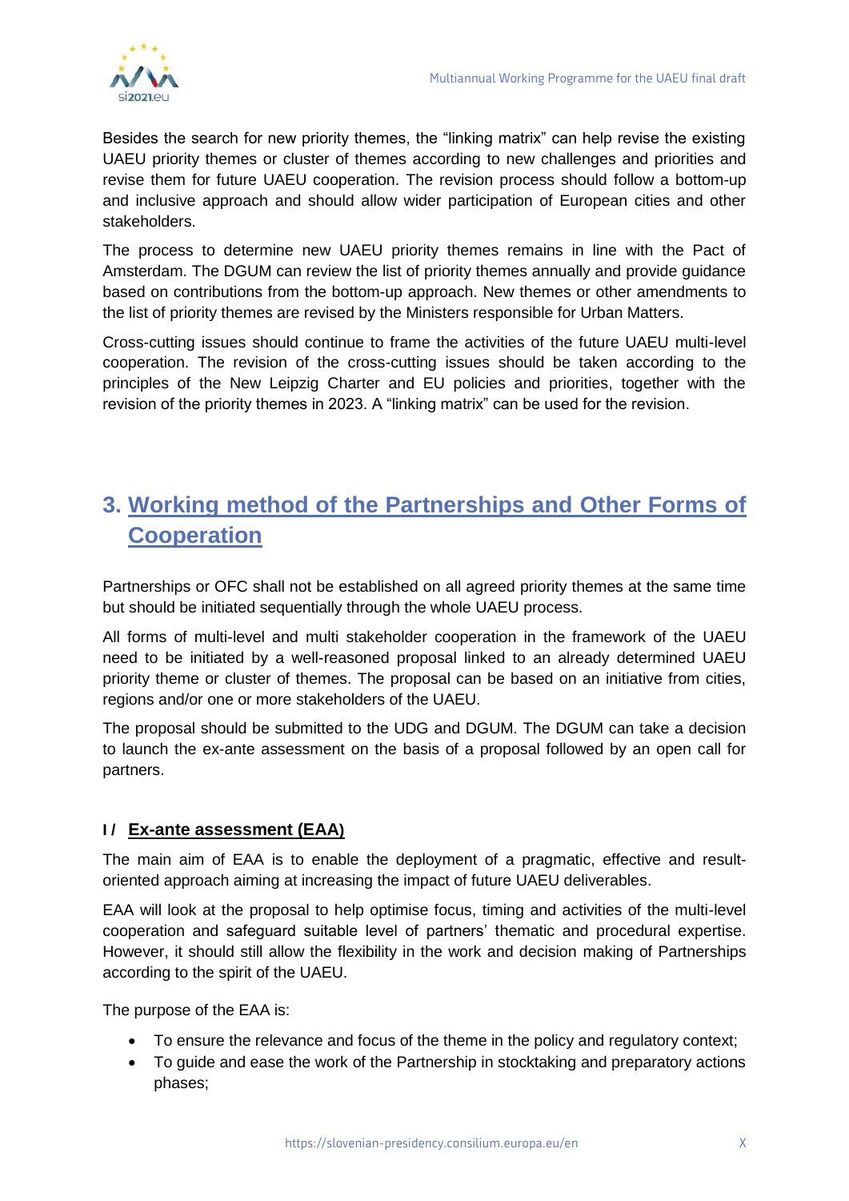Besides the search for new priority themes, the "linking matrix" can help revise the existing UAEU priority themes or cluster of themes according to new challenges and priorities and revise them for future UAEU cooperation. The revision process should follow a bottom-up and inclusive approach and should allow wider participation of European cities and other stakeholders.

The process to determine new UAEU priority themes remains in line with the Pact of Amsterdam. The DGUM can review the list of priority themes annually and provide guidance based on contributions from the bottom-up approach. New themes or other amendments to the list of priority themes are revised by the Ministers responsible for Urban Matters.

Cross-cutting issues should continue to frame the activities of the future UAEU multi-level cooperation. The revision of the cross-cutting issues should be taken according to the principles of the New Leipzig Charter and EU policies and priorities, together with the revision of the priority themes in 2023. A "linking matrix" can be used for the revision.

## 3. Working method of the Partnerships and Other Forms of Cooperation

Partnerships or OFC shall not be established on all agreed priority themes at the same time but should be initiated sequentially through the whole UAEU process.

All forms of multi-level and multi stakeholder cooperation in the framework of the UAEU need to be initiated by a well-reasoned proposal linked to an already determined UAEU priority theme or cluster of themes. The proposal can be based on an initiative from cities, regions and/or one or more stakeholders of the UAEU.

The proposal should be submitted to the UDG and DGUM. The DGUM can take a decision to launch the ex-ante assessment on the basis of a proposal followed by an open call for partners.

### I / Ex-ante assessment (EAA)

The main aim of EAA is to enable the deployment of a pragmatic, effective and result-oriented approach aiming at increasing the impact of future UAEU deliverables.

EAA will look at the proposal to help optimise focus, timing and activities of the multi-level cooperation and safeguard suitable level of partners' thematic and procedural expertise. However, it should still allow the flexibility in the work and decision making of Partnerships according to the spirit of the UAEU.

The purpose of the EAA is:

- To ensure the relevance and focus of the theme in the policy and regulatory context;
- To guide and ease the work of the Partnership in stocktaking and preparatory actions phases;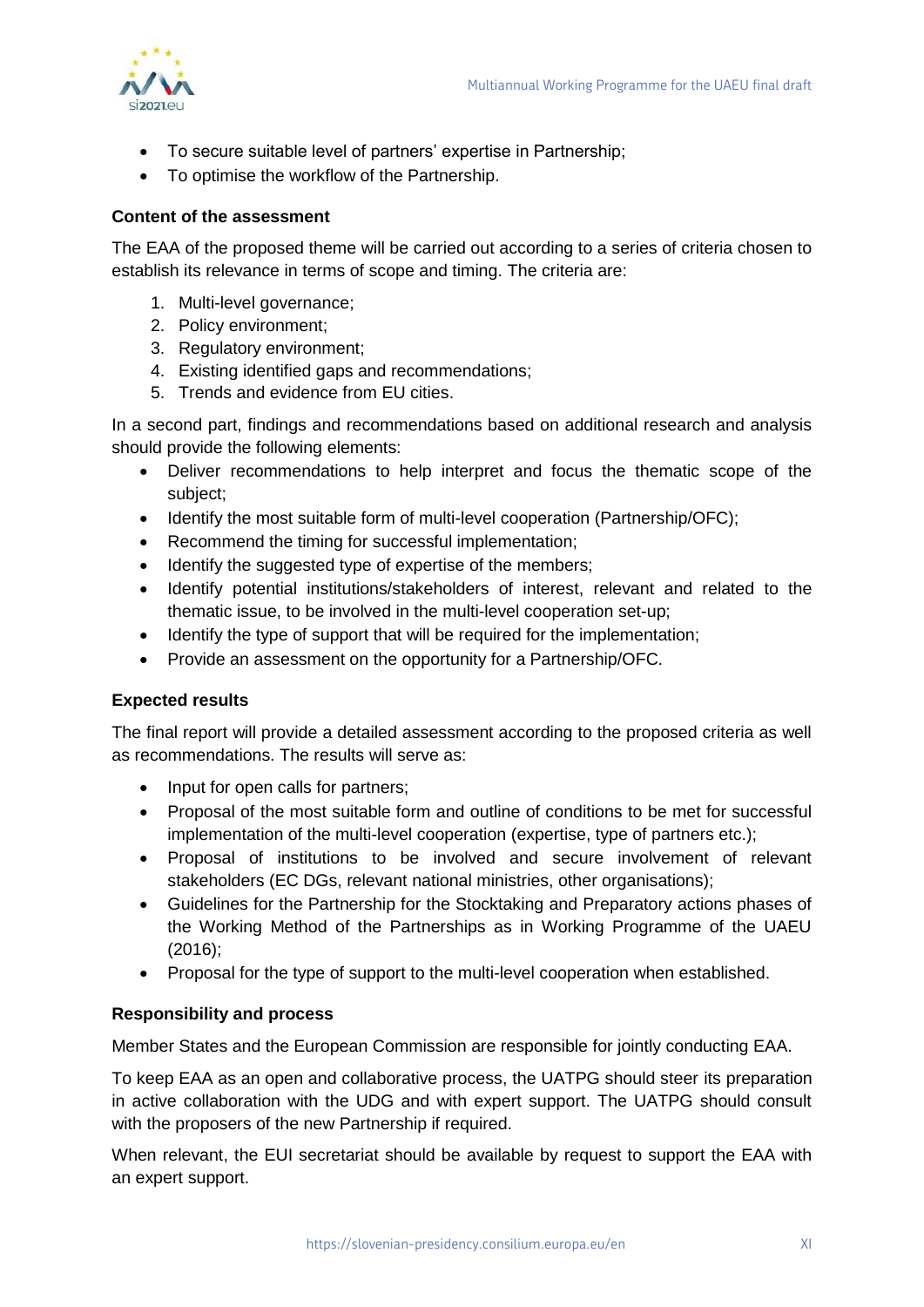- To secure suitable level of partners' expertise in Partnership;
- To optimise the workflow of the Partnership.

**Content of the assessment**

The EAA of the proposed theme will be carried out according to a series of criteria chosen to establish its relevance in terms of scope and timing. The criteria are:

1. Multi-level governance;
2. Policy environment;
3. Regulatory environment;
4. Existing identified gaps and recommendations;
5. Trends and evidence from EU cities.

In a second part, findings and recommendations based on additional research and analysis should provide the following elements:

- Deliver recommendations to help interpret and focus the thematic scope of the subject;
- Identify the most suitable form of multi-level cooperation (Partnership/OFC);
- Recommend the timing for successful implementation;
- Identify the suggested type of expertise of the members;
- Identify potential institutions/stakeholders of interest, relevant and related to the thematic issue, to be involved in the multi-level cooperation set-up;
- Identify the type of support that will be required for the implementation;
- Provide an assessment on the opportunity for a Partnership/OFC.

**Expected results**

The final report will provide a detailed assessment according to the proposed criteria as well as recommendations. The results will serve as:

- Input for open calls for partners;
- Proposal of the most suitable form and outline of conditions to be met for successful implementation of the multi-level cooperation (expertise, type of partners etc.);
- Proposal of institutions to be involved and secure involvement of relevant stakeholders (EC DGs, relevant national ministries, other organisations);
- Guidelines for the Partnership for the Stocktaking and Preparatory actions phases of the Working Method of the Partnerships as in Working Programme of the UAEU (2016);
- Proposal for the type of support to the multi-level cooperation when established.

**Responsibility and process**

Member States and the European Commission are responsible for jointly conducting EAA.

To keep EAA as an open and collaborative process, the UATPG should steer its preparation in active collaboration with the UDG and with expert support. The UATPG should consult with the proposers of the new Partnership if required.

When relevant, the EUI secretariat should be available by request to support the EAA with an expert support.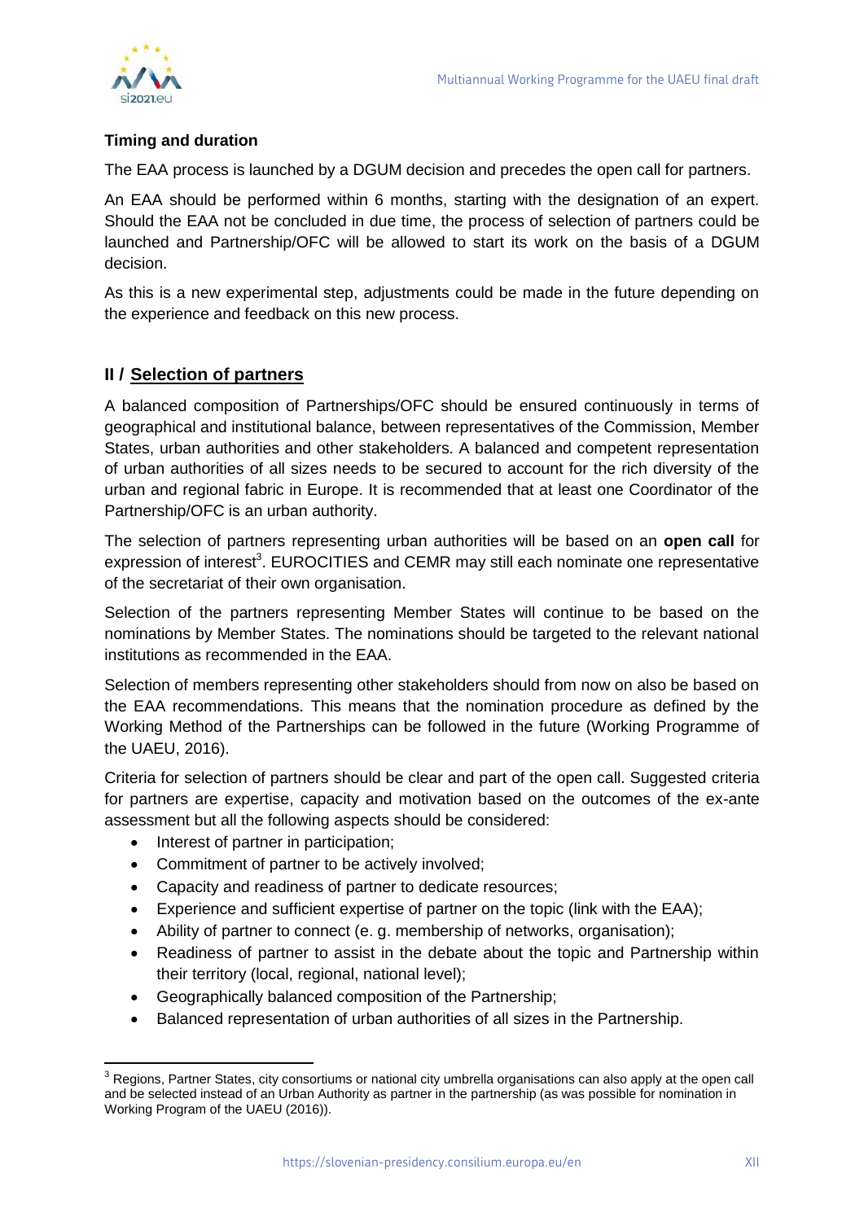**Timing and duration**

The EAA process is launched by a DGUM decision and precedes the open call for partners.

An EAA should be performed within 6 months, starting with the designation of an expert. Should the EAA not be concluded in due time, the process of selection of partners could be launched and Partnership/OFC will be allowed to start its work on the basis of a DGUM decision.

As this is a new experimental step, adjustments could be made in the future depending on the experience and feedback on this new process.

## II / Selection of partners

A balanced composition of Partnerships/OFC should be ensured continuously in terms of geographical and institutional balance, between representatives of the Commission, Member States, urban authorities and other stakeholders. A balanced and competent representation of urban authorities of all sizes needs to be secured to account for the rich diversity of the urban and regional fabric in Europe. It is recommended that at least one Coordinator of the Partnership/OFC is an urban authority.

The selection of partners representing urban authorities will be based on an **open call** for expression of interest[3]. EUROCITIES and CEMR may still each nominate one representative of the secretariat of their own organisation.

Selection of the partners representing Member States will continue to be based on the nominations by Member States. The nominations should be targeted to the relevant national institutions as recommended in the EAA.

Selection of members representing other stakeholders should from now on also be based on the EAA recommendations. This means that the nomination procedure as defined by the Working Method of the Partnerships can be followed in the future (Working Programme of the UAEU, 2016).

Criteria for selection of partners should be clear and part of the open call. Suggested criteria for partners are expertise, capacity and motivation based on the outcomes of the ex-ante assessment but all the following aspects should be considered:

- Interest of partner in participation;
- Commitment of partner to be actively involved;
- Capacity and readiness of partner to dedicate resources;
- Experience and sufficient expertise of partner on the topic (link with the EAA);
- Ability of partner to connect (e. g. membership of networks, organisation);
- Readiness of partner to assist in the debate about the topic and Partnership within their territory (local, regional, national level);
- Geographically balanced composition of the Partnership;
- Balanced representation of urban authorities of all sizes in the Partnership.

[3] Regions, Partner States, city consortiums or national city umbrella organisations can also apply at the open call and be selected instead of an Urban Authority as partner in the partnership (as was possible for nomination in Working Program of the UAEU (2016)).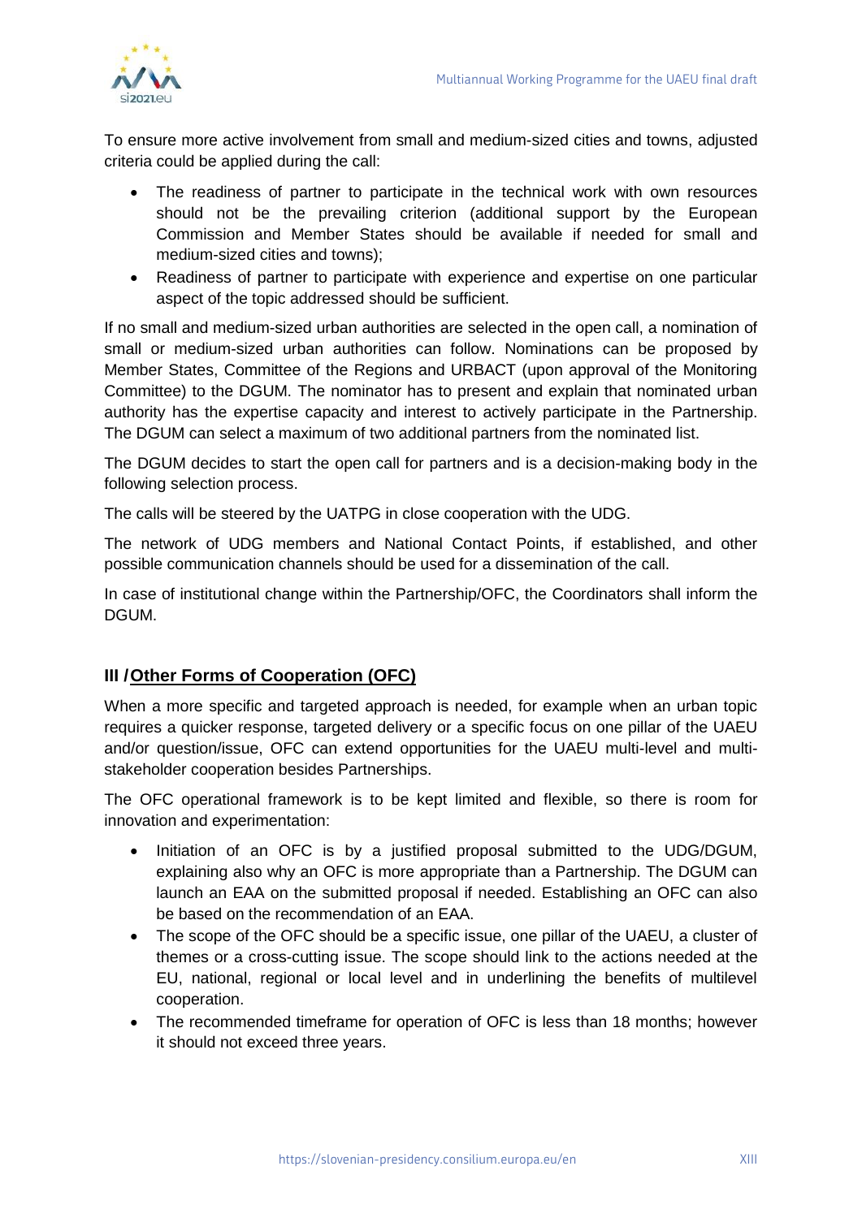To ensure more active involvement from small and medium-sized cities and towns, adjusted criteria could be applied during the call:

- The readiness of partner to participate in the technical work with own resources should not be the prevailing criterion (additional support by the European Commission and Member States should be available if needed for small and medium-sized cities and towns);
- Readiness of partner to participate with experience and expertise on one particular aspect of the topic addressed should be sufficient.

If no small and medium-sized urban authorities are selected in the open call, a nomination of small or medium-sized urban authorities can follow. Nominations can be proposed by Member States, Committee of the Regions and URBACT (upon approval of the Monitoring Committee) to the DGUM. The nominator has to present and explain that nominated urban authority has the expertise capacity and interest to actively participate in the Partnership. The DGUM can select a maximum of two additional partners from the nominated list.

The DGUM decides to start the open call for partners and is a decision-making body in the following selection process.

The calls will be steered by the UATPG in close cooperation with the UDG.

The network of UDG members and National Contact Points, if established, and other possible communication channels should be used for a dissemination of the call.

In case of institutional change within the Partnership/OFC, the Coordinators shall inform the DGUM.

## III / Other Forms of Cooperation (OFC)

When a more specific and targeted approach is needed, for example when an urban topic requires a quicker response, targeted delivery or a specific focus on one pillar of the UAEU and/or question/issue, OFC can extend opportunities for the UAEU multi-level and multi-stakeholder cooperation besides Partnerships.

The OFC operational framework is to be kept limited and flexible, so there is room for innovation and experimentation:

- Initiation of an OFC is by a justified proposal submitted to the UDG/DGUM, explaining also why an OFC is more appropriate than a Partnership. The DGUM can launch an EAA on the submitted proposal if needed. Establishing an OFC can also be based on the recommendation of an EAA.
- The scope of the OFC should be a specific issue, one pillar of the UAEU, a cluster of themes or a cross-cutting issue. The scope should link to the actions needed at the EU, national, regional or local level and in underlining the benefits of multilevel cooperation.
- The recommended timeframe for operation of OFC is less than 18 months; however it should not exceed three years.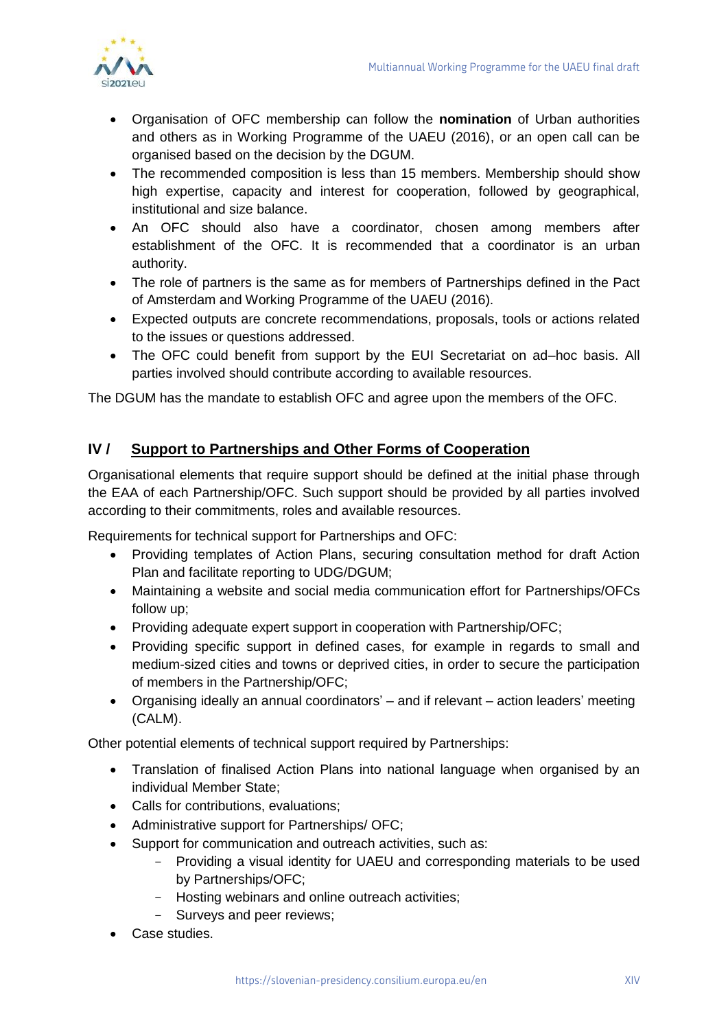- Organisation of OFC membership can follow the **nomination** of Urban authorities and others as in Working Programme of the UAEU (2016), or an open call can be organised based on the decision by the DGUM.
- The recommended composition is less than 15 members. Membership should show high expertise, capacity and interest for cooperation, followed by geographical, institutional and size balance.
- An OFC should also have a coordinator, chosen among members after establishment of the OFC. It is recommended that a coordinator is an urban authority.
- The role of partners is the same as for members of Partnerships defined in the Pact of Amsterdam and Working Programme of the UAEU (2016).
- Expected outputs are concrete recommendations, proposals, tools or actions related to the issues or questions addressed.
- The OFC could benefit from support by the EUI Secretariat on ad–hoc basis. All parties involved should contribute according to available resources.

The DGUM has the mandate to establish OFC and agree upon the members of the OFC.

## IV / Support to Partnerships and Other Forms of Cooperation

Organisational elements that require support should be defined at the initial phase through the EAA of each Partnership/OFC. Such support should be provided by all parties involved according to their commitments, roles and available resources.

Requirements for technical support for Partnerships and OFC:

- Providing templates of Action Plans, securing consultation method for draft Action Plan and facilitate reporting to UDG/DGUM;
- Maintaining a website and social media communication effort for Partnerships/OFCs follow up;
- Providing adequate expert support in cooperation with Partnership/OFC;
- Providing specific support in defined cases, for example in regards to small and medium-sized cities and towns or deprived cities, in order to secure the participation of members in the Partnership/OFC;
- Organising ideally an annual coordinators' – and if relevant – action leaders' meeting (CALM).

Other potential elements of technical support required by Partnerships:

- Translation of finalised Action Plans into national language when organised by an individual Member State;
- Calls for contributions, evaluations;
- Administrative support for Partnerships/ OFC;
- Support for communication and outreach activities, such as:
  - Providing a visual identity for UAEU and corresponding materials to be used by Partnerships/OFC;
  - Hosting webinars and online outreach activities;
  - Surveys and peer reviews;
- Case studies.